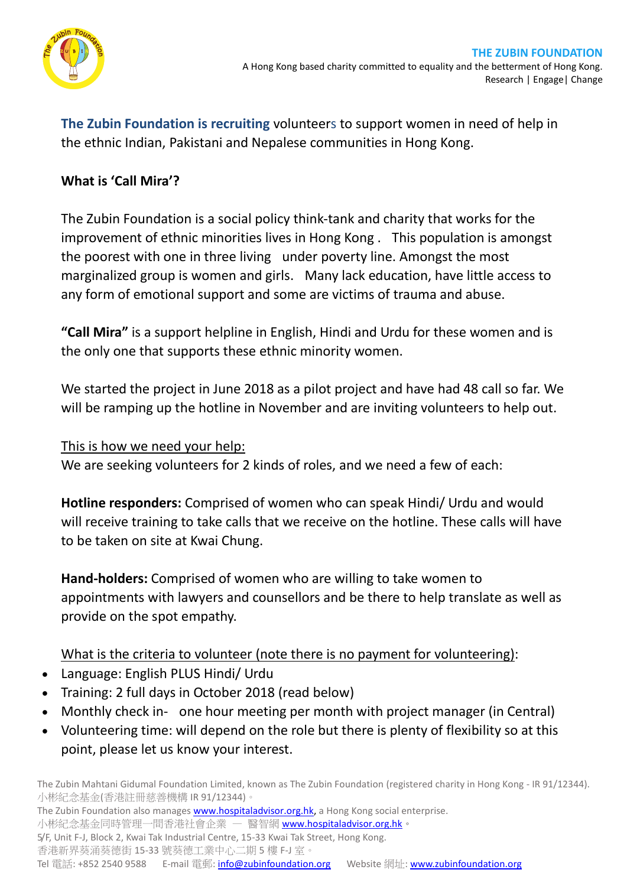**THE ZUBIN FOUNDATION**
A Hong Kong based charity committed to equality and the betterment of Hong Kong.
Research | Engage| Change

**The Zubin Foundation is recruiting** volunteers to support women in need of help in the ethnic Indian, Pakistani and Nepalese communities in Hong Kong.

**What is 'Call Mira'?**

The Zubin Foundation is a social policy think-tank and charity that works for the improvement of ethnic minorities lives in Hong Kong . This population is amongst the poorest with one in three living under poverty line. Amongst the most marginalized group is women and girls. Many lack education, have little access to any form of emotional support and some are victims of trauma and abuse.

**"Call Mira"** is a support helpline in English, Hindi and Urdu for these women and is the only one that supports these ethnic minority women.

We started the project in June 2018 as a pilot project and have had 48 call so far. We will be ramping up the hotline in November and are inviting volunteers to help out.

This is how we need your help:
We are seeking volunteers for 2 kinds of roles, and we need a few of each:

**Hotline responders:** Comprised of women who can speak Hindi/ Urdu and would will receive training to take calls that we receive on the hotline. These calls will have to be taken on site at Kwai Chung.

**Hand-holders:** Comprised of women who are willing to take women to appointments with lawyers and counsellors and be there to help translate as well as provide on the spot empathy.

What is the criteria to volunteer (note there is no payment for volunteering):

- Language: English PLUS Hindi/ Urdu
- Training: 2 full days in October 2018 (read below)
- Monthly check in- one hour meeting per month with project manager (in Central)
- Volunteering time: will depend on the role but there is plenty of flexibility so at this point, please let us know your interest.

The Zubin Mahtani Gidumal Foundation Limited, known as The Zubin Foundation (registered charity in Hong Kong - IR 91/12344).
小彬紀念基金(香港註冊慈善機構 IR 91/12344)。
The Zubin Foundation also manages www.hospitaladvisor.org.hk, a Hong Kong social enterprise.
小彬紀念基金同時管理一間香港社會企業 — 醫智網 www.hospitaladvisor.org.hk。
5/F, Unit F-J, Block 2, Kwai Tak Industrial Centre, 15-33 Kwai Tak Street, Hong Kong.
香港新界葵涌葵德街 15-33 號葵德工業中心二期 5 樓 F-J 室。
Tel 電話: +852 2540 9588 E-mail 電郵: info@zubinfoundation.org Website 網址: www.zubinfoundation.org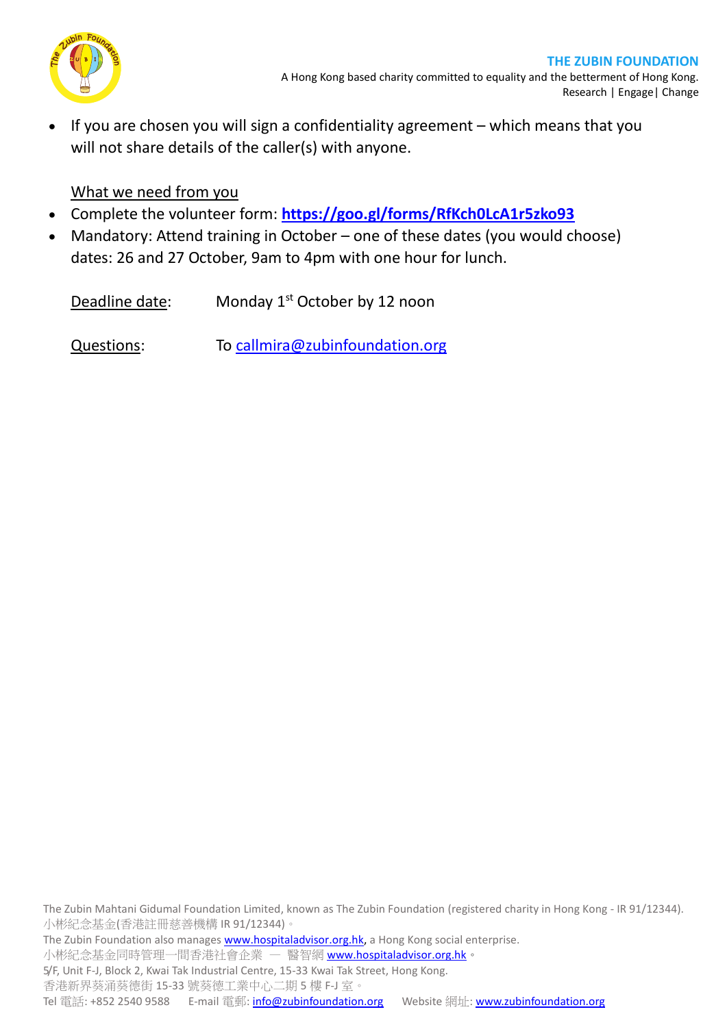- If you are chosen you will sign a confidentiality agreement – which means that you will not share details of the caller(s) with anyone.

What we need from you

- Complete the volunteer form: **https://goo.gl/forms/RfKch0LcA1r5zko93**
- Mandatory: Attend training in October – one of these dates (you would choose) dates: 26 and 27 October, 9am to 4pm with one hour for lunch.

Deadline date: Monday 1st October by 12 noon

Questions: To callmira@zubinfoundation.org